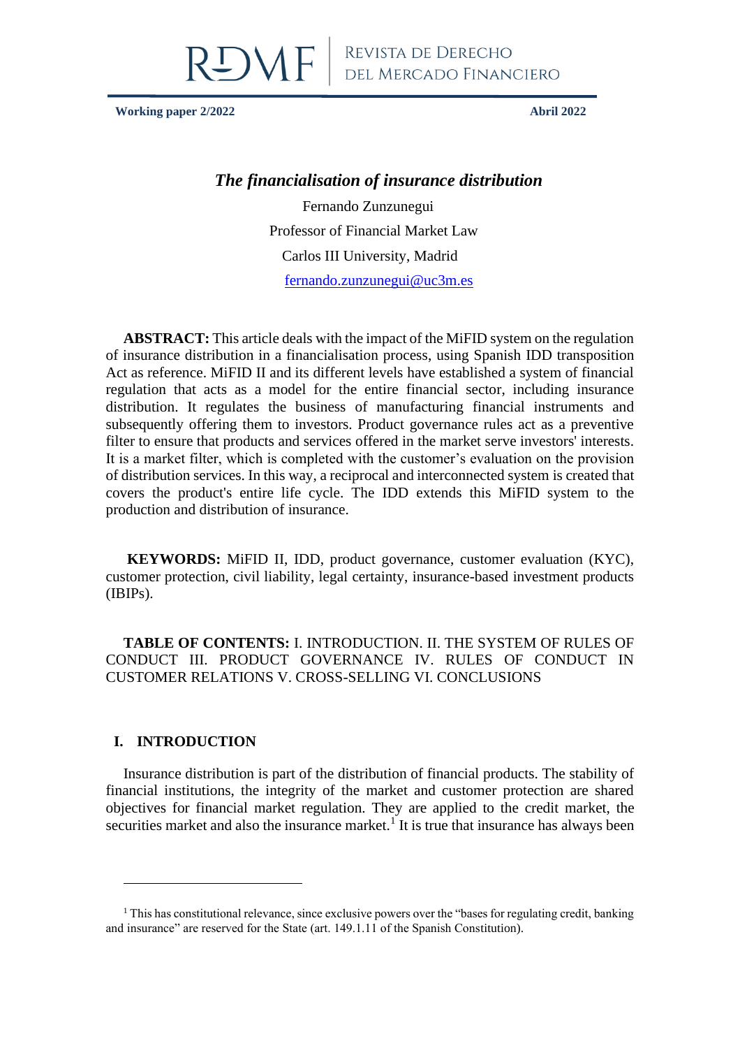Working paper 2/2022 Abril 2022

# *The financialisation of insurance distribution*

Fernando Zunzunegui

Professor of Financial Market Law

Carlos III University, Madrid

fernando.zunzunegui@uc3m.es

**ABSTRACT:** This article deals with the impact of the MiFID system on the regulation of insurance distribution in a financialisation process, using Spanish IDD transposition Act as reference. MiFID II and its different levels have established a system of financial regulation that acts as a model for the entire financial sector, including insurance distribution. It regulates the business of manufacturing financial instruments and subsequently offering them to investors. Product governance rules act as a preventive filter to ensure that products and services offered in the market serve investors' interests. It is a market filter, which is completed with the customer's evaluation on the provision of distribution services. In this way, a reciprocal and interconnected system is created that covers the product's entire life cycle. The IDD extends this MiFID system to the production and distribution of insurance.

**KEYWORDS:** MiFID II, IDD, product governance, customer evaluation (KYC), customer protection, civil liability, legal certainty, insurance-based investment products (IBIPs).

**TABLE OF CONTENTS:** I. INTRODUCTION. II. THE SYSTEM OF RULES OF CONDUCT III. PRODUCT GOVERNANCE IV. RULES OF CONDUCT IN CUSTOMER RELATIONS V. CROSS-SELLING VI. CONCLUSIONS

## I. INTRODUCTION

Insurance distribution is part of the distribution of financial products. The stability of financial institutions, the integrity of the market and customer protection are shared objectives for financial market regulation. They are applied to the credit market, the securities market and also the insurance market.[1] It is true that insurance has always been

[1] This has constitutional relevance, since exclusive powers over the "bases for regulating credit, banking and insurance" are reserved for the State (art. 149.1.11 of the Spanish Constitution).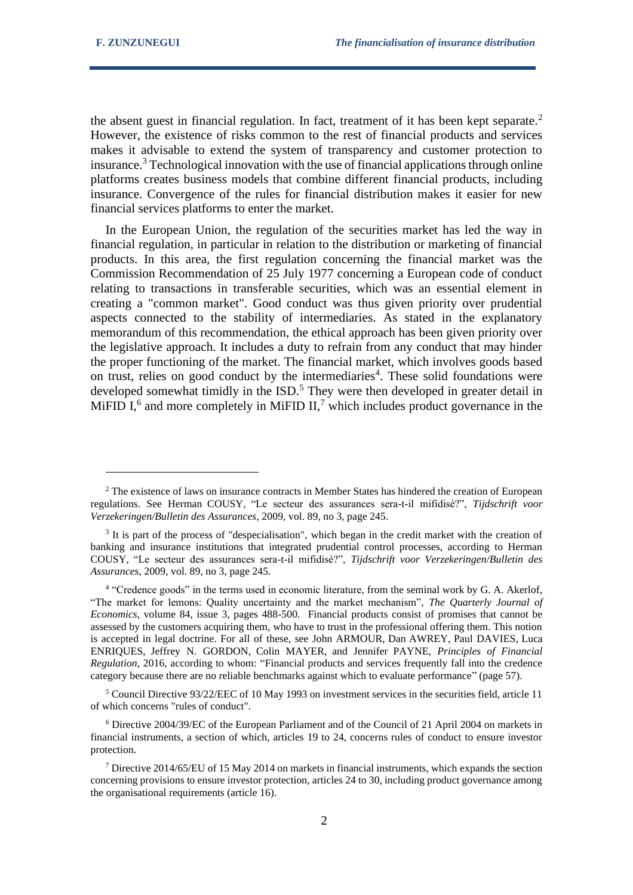the absent guest in financial regulation. In fact, treatment of it has been kept separate.[2] However, the existence of risks common to the rest of financial products and services makes it advisable to extend the system of transparency and customer protection to insurance.[3] Technological innovation with the use of financial applications through online platforms creates business models that combine different financial products, including insurance. Convergence of the rules for financial distribution makes it easier for new financial services platforms to enter the market.

In the European Union, the regulation of the securities market has led the way in financial regulation, in particular in relation to the distribution or marketing of financial products. In this area, the first regulation concerning the financial market was the Commission Recommendation of 25 July 1977 concerning a European code of conduct relating to transactions in transferable securities, which was an essential element in creating a "common market". Good conduct was thus given priority over prudential aspects connected to the stability of intermediaries. As stated in the explanatory memorandum of this recommendation, the ethical approach has been given priority over the legislative approach. It includes a duty to refrain from any conduct that may hinder the proper functioning of the market. The financial market, which involves goods based on trust, relies on good conduct by the intermediaries[4]. These solid foundations were developed somewhat timidly in the ISD.[5] They were then developed in greater detail in MiFID I,[6] and more completely in MiFID II,[7] which includes product governance in the

---

[2] The existence of laws on insurance contracts in Member States has hindered the creation of European regulations. See Herman COUSY, "Le secteur des assurances sera-t-il mifidisé?", *Tijdschrift voor Verzekeringen/Bulletin des Assurances*, 2009, vol. 89, no 3, page 245.

[3] It is part of the process of "despecialisation", which began in the credit market with the creation of banking and insurance institutions that integrated prudential control processes, according to Herman COUSY, "Le secteur des assurances sera-t-il mifidisé?", *Tijdschrift voor Verzekeringen/Bulletin des Assurances*, 2009, vol. 89, no 3, page 245.

[4] "Credence goods" in the terms used in economic literature, from the seminal work by G. A. Akerlof, "The market for lemons: Quality uncertainty and the market mechanism", *The Quarterly Journal of Economics*, volume 84, issue 3, pages 488-500. Financial products consist of promises that cannot be assessed by the customers acquiring them, who have to trust in the professional offering them. This notion is accepted in legal doctrine. For all of these, see John ARMOUR, Dan AWREY, Paul DAVIES, Luca ENRIQUES, Jeffrey N. GORDON, Colin MAYER, and Jennifer PAYNE, *Principles of Financial Regulation*, 2016, according to whom: "Financial products and services frequently fall into the credence category because there are no reliable benchmarks against which to evaluate performance" (page 57).

[5] Council Directive 93/22/EEC of 10 May 1993 on investment services in the securities field, article 11 of which concerns "rules of conduct".

[6] Directive 2004/39/EC of the European Parliament and of the Council of 21 April 2004 on markets in financial instruments, a section of which, articles 19 to 24, concerns rules of conduct to ensure investor protection.

[7] Directive 2014/65/EU of 15 May 2014 on markets in financial instruments, which expands the section concerning provisions to ensure investor protection, articles 24 to 30, including product governance among the organisational requirements (article 16).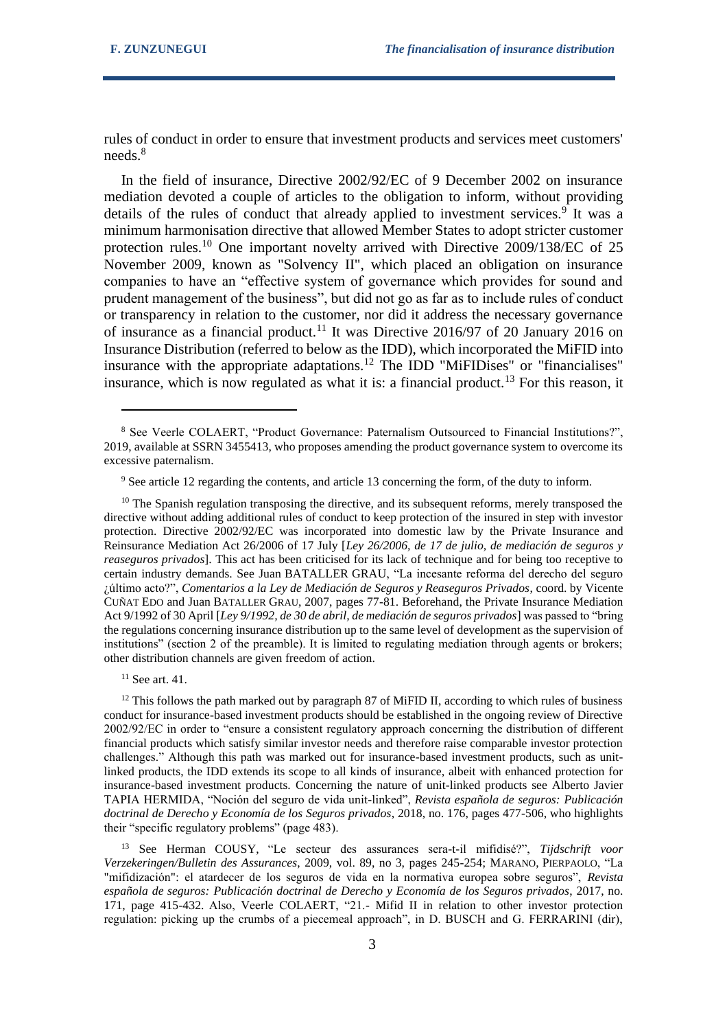rules of conduct in order to ensure that investment products and services meet customers' needs.[8]

In the field of insurance, Directive 2002/92/EC of 9 December 2002 on insurance mediation devoted a couple of articles to the obligation to inform, without providing details of the rules of conduct that already applied to investment services.[9] It was a minimum harmonisation directive that allowed Member States to adopt stricter customer protection rules.[10] One important novelty arrived with Directive 2009/138/EC of 25 November 2009, known as "Solvency II", which placed an obligation on insurance companies to have an "effective system of governance which provides for sound and prudent management of the business", but did not go as far as to include rules of conduct or transparency in relation to the customer, nor did it address the necessary governance of insurance as a financial product.[11] It was Directive 2016/97 of 20 January 2016 on Insurance Distribution (referred to below as the IDD), which incorporated the MiFID into insurance with the appropriate adaptations.[12] The IDD "MiFIDises" or "financialises" insurance, which is now regulated as what it is: a financial product.[13] For this reason, it

---

[8] See Veerle COLAERT, "Product Governance: Paternalism Outsourced to Financial Institutions?", 2019, available at SSRN 3455413, who proposes amending the product governance system to overcome its excessive paternalism.

[9] See article 12 regarding the contents, and article 13 concerning the form, of the duty to inform.

[10] The Spanish regulation transposing the directive, and its subsequent reforms, merely transposed the directive without adding additional rules of conduct to keep protection of the insured in step with investor protection. Directive 2002/92/EC was incorporated into domestic law by the Private Insurance and Reinsurance Mediation Act 26/2006 of 17 July [*Ley 26/2006, de 17 de julio, de mediación de seguros y reaseguros privados*]. This act has been criticised for its lack of technique and for being too receptive to certain industry demands. See Juan BATALLER GRAU, "La incesante reforma del derecho del seguro ¿último acto?", *Comentarios a la Ley de Mediación de Seguros y Reaseguros Privados*, coord. by Vicente CUÑAT EDO and Juan BATALLER GRAU, 2007, pages 77-81. Beforehand, the Private Insurance Mediation Act 9/1992 of 30 April [*Ley 9/1992, de 30 de abril, de mediación de seguros privados*] was passed to "bring the regulations concerning insurance distribution up to the same level of development as the supervision of institutions" (section 2 of the preamble). It is limited to regulating mediation through agents or brokers; other distribution channels are given freedom of action.

[11] See art. 41.

[12] This follows the path marked out by paragraph 87 of MiFID II, according to which rules of business conduct for insurance-based investment products should be established in the ongoing review of Directive 2002/92/EC in order to "ensure a consistent regulatory approach concerning the distribution of different financial products which satisfy similar investor needs and therefore raise comparable investor protection challenges." Although this path was marked out for insurance-based investment products, such as unit-linked products, the IDD extends its scope to all kinds of insurance, albeit with enhanced protection for insurance-based investment products. Concerning the nature of unit-linked products see Alberto Javier TAPIA HERMIDA, "Noción del seguro de vida unit-linked", *Revista española de seguros: Publicación doctrinal de Derecho y Economía de los Seguros privados*, 2018, no. 176, pages 477-506, who highlights their "specific regulatory problems" (page 483).

[13] See Herman COUSY, "Le secteur des assurances sera-t-il mifidisé?", *Tijdschrift voor Verzekeringen/Bulletin des Assurances*, 2009, vol. 89, no 3, pages 245-254; MARANO, PIERPAOLO, "La "mifidización": el atardecer de los seguros de vida en la normativa europea sobre seguros", *Revista española de seguros: Publicación doctrinal de Derecho y Economía de los Seguros privados*, 2017, no. 171, page 415-432. Also, Veerle COLAERT, "21.- Mifid II in relation to other investor protection regulation: picking up the crumbs of a piecemeal approach", in D. BUSCH and G. FERRARINI (dir),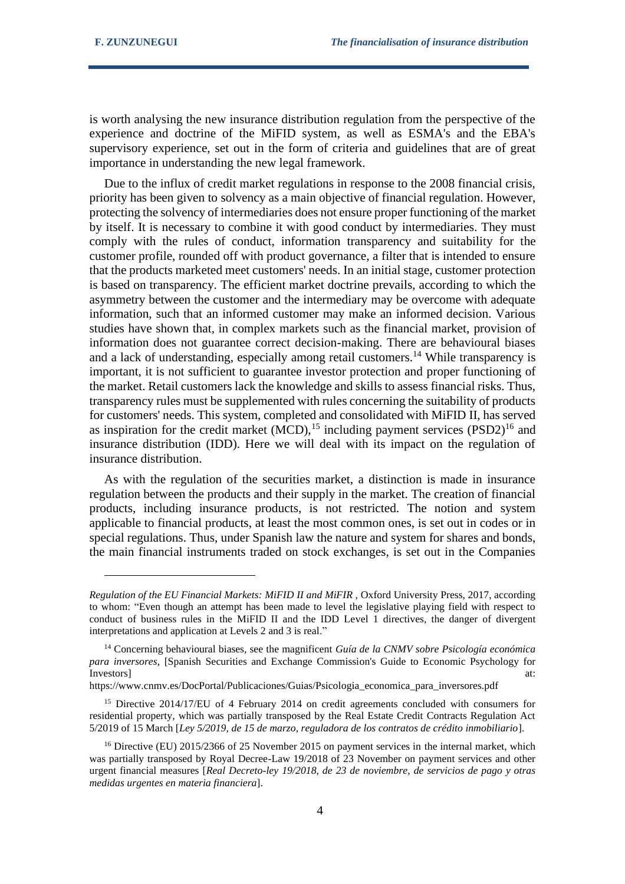is worth analysing the new insurance distribution regulation from the perspective of the experience and doctrine of the MiFID system, as well as ESMA's and the EBA's supervisory experience, set out in the form of criteria and guidelines that are of great importance in understanding the new legal framework.

Due to the influx of credit market regulations in response to the 2008 financial crisis, priority has been given to solvency as a main objective of financial regulation. However, protecting the solvency of intermediaries does not ensure proper functioning of the market by itself. It is necessary to combine it with good conduct by intermediaries. They must comply with the rules of conduct, information transparency and suitability for the customer profile, rounded off with product governance, a filter that is intended to ensure that the products marketed meet customers' needs. In an initial stage, customer protection is based on transparency. The efficient market doctrine prevails, according to which the asymmetry between the customer and the intermediary may be overcome with adequate information, such that an informed customer may make an informed decision. Various studies have shown that, in complex markets such as the financial market, provision of information does not guarantee correct decision-making. There are behavioural biases and a lack of understanding, especially among retail customers.[14] While transparency is important, it is not sufficient to guarantee investor protection and proper functioning of the market. Retail customers lack the knowledge and skills to assess financial risks. Thus, transparency rules must be supplemented with rules concerning the suitability of products for customers' needs. This system, completed and consolidated with MiFID II, has served as inspiration for the credit market (MCD),[15] including payment services (PSD2)[16] and insurance distribution (IDD). Here we will deal with its impact on the regulation of insurance distribution.

As with the regulation of the securities market, a distinction is made in insurance regulation between the products and their supply in the market. The creation of financial products, including insurance products, is not restricted. The notion and system applicable to financial products, at least the most common ones, is set out in codes or in special regulations. Thus, under Spanish law the nature and system for shares and bonds, the main financial instruments traded on stock exchanges, is set out in the Companies

---

*Regulation of the EU Financial Markets: MiFID II and MiFIR* , Oxford University Press, 2017, according to whom: "Even though an attempt has been made to level the legislative playing field with respect to conduct of business rules in the MiFID II and the IDD Level 1 directives, the danger of divergent interpretations and application at Levels 2 and 3 is real."

[14] Concerning behavioural biases, see the magnificent *Guía de la CNMV sobre Psicología económica para inversores*, [Spanish Securities and Exchange Commission's Guide to Economic Psychology for Investors] at: https://www.cnmv.es/DocPortal/Publicaciones/Guias/Psicologia_economica_para_inversores.pdf

[15] Directive 2014/17/EU of 4 February 2014 on credit agreements concluded with consumers for residential property, which was partially transposed by the Real Estate Credit Contracts Regulation Act 5/2019 of 15 March [*Ley 5/2019, de 15 de marzo, reguladora de los contratos de crédito inmobiliario*].

[16] Directive (EU) 2015/2366 of 25 November 2015 on payment services in the internal market, which was partially transposed by Royal Decree-Law 19/2018 of 23 November on payment services and other urgent financial measures [*Real Decreto-ley 19/2018, de 23 de noviembre, de servicios de pago y otras medidas urgentes en materia financiera*].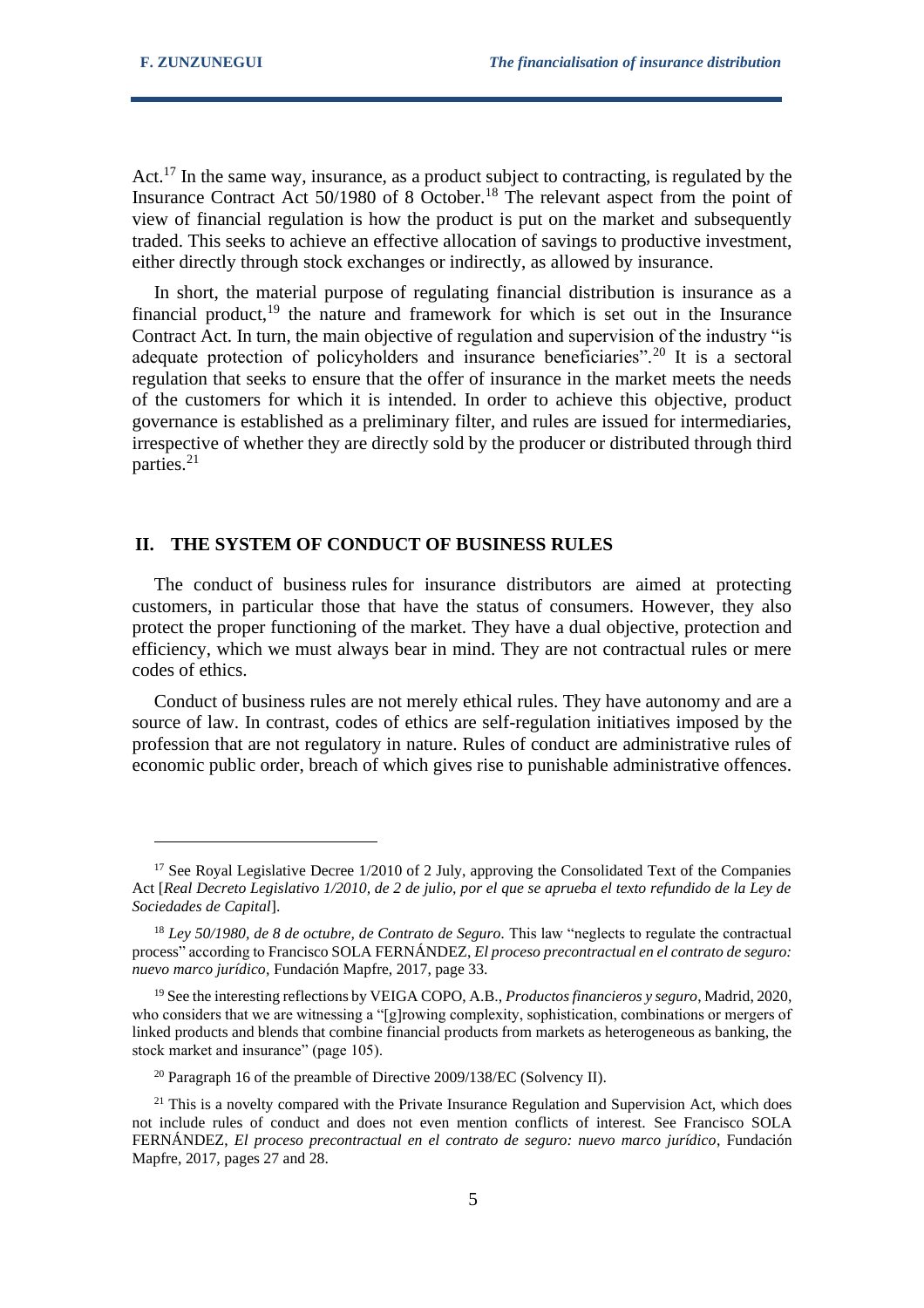Act.[17] In the same way, insurance, as a product subject to contracting, is regulated by the Insurance Contract Act 50/1980 of 8 October.[18] The relevant aspect from the point of view of financial regulation is how the product is put on the market and subsequently traded. This seeks to achieve an effective allocation of savings to productive investment, either directly through stock exchanges or indirectly, as allowed by insurance.

In short, the material purpose of regulating financial distribution is insurance as a financial product,[19] the nature and framework for which is set out in the Insurance Contract Act. In turn, the main objective of regulation and supervision of the industry "is adequate protection of policyholders and insurance beneficiaries".[20] It is a sectoral regulation that seeks to ensure that the offer of insurance in the market meets the needs of the customers for which it is intended. In order to achieve this objective, product governance is established as a preliminary filter, and rules are issued for intermediaries, irrespective of whether they are directly sold by the producer or distributed through third parties.[21]

## II. THE SYSTEM OF CONDUCT OF BUSINESS RULES

The conduct of business rules for insurance distributors are aimed at protecting customers, in particular those that have the status of consumers. However, they also protect the proper functioning of the market. They have a dual objective, protection and efficiency, which we must always bear in mind. They are not contractual rules or mere codes of ethics.

Conduct of business rules are not merely ethical rules. They have autonomy and are a source of law. In contrast, codes of ethics are self-regulation initiatives imposed by the profession that are not regulatory in nature. Rules of conduct are administrative rules of economic public order, breach of which gives rise to punishable administrative offences.

---

[17] See Royal Legislative Decree 1/2010 of 2 July, approving the Consolidated Text of the Companies Act [*Real Decreto Legislativo 1/2010, de 2 de julio, por el que se aprueba el texto refundido de la Ley de Sociedades de Capital*].

[18] *Ley 50/1980, de 8 de octubre, de Contrato de Seguro*. This law "neglects to regulate the contractual process" according to Francisco SOLA FERNÁNDEZ, *El proceso precontractual en el contrato de seguro: nuevo marco jurídico*, Fundación Mapfre, 2017, page 33.

[19] See the interesting reflections by VEIGA COPO, A.B., *Productos financieros y seguro*, Madrid, 2020, who considers that we are witnessing a "[g]rowing complexity, sophistication, combinations or mergers of linked products and blends that combine financial products from markets as heterogeneous as banking, the stock market and insurance" (page 105).

[20] Paragraph 16 of the preamble of Directive 2009/138/EC (Solvency II).

[21] This is a novelty compared with the Private Insurance Regulation and Supervision Act, which does not include rules of conduct and does not even mention conflicts of interest. See Francisco SOLA FERNÁNDEZ, *El proceso precontractual en el contrato de seguro: nuevo marco jurídico*, Fundación Mapfre, 2017, pages 27 and 28.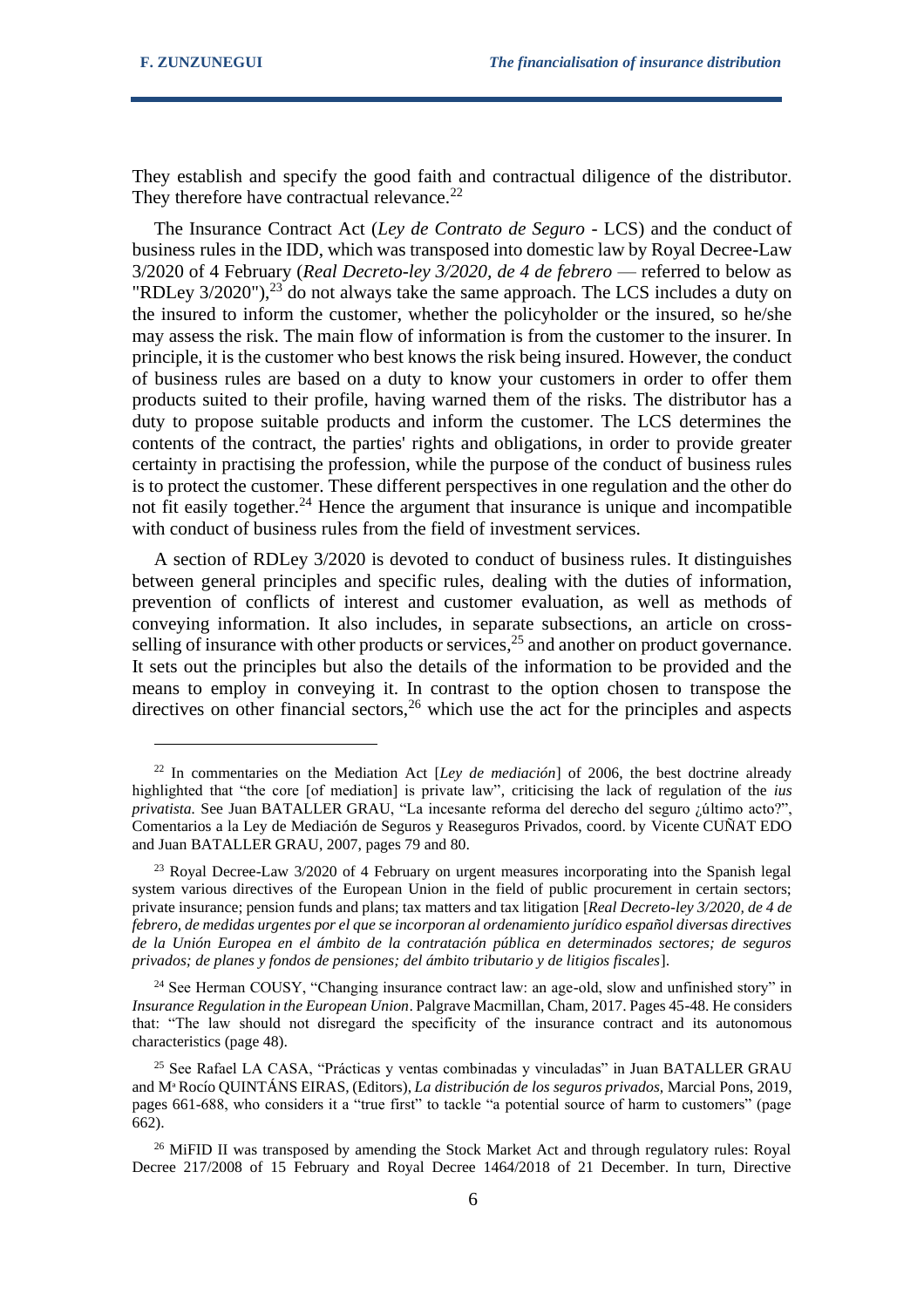They establish and specify the good faith and contractual diligence of the distributor. They therefore have contractual relevance.[22]

The Insurance Contract Act (*Ley de Contrato de Seguro* - LCS) and the conduct of business rules in the IDD, which was transposed into domestic law by Royal Decree-Law 3/2020 of 4 February (*Real Decreto-ley 3/2020, de 4 de febrero* — referred to below as "RDLey 3/2020"),[23] do not always take the same approach. The LCS includes a duty on the insured to inform the customer, whether the policyholder or the insured, so he/she may assess the risk. The main flow of information is from the customer to the insurer. In principle, it is the customer who best knows the risk being insured. However, the conduct of business rules are based on a duty to know your customers in order to offer them products suited to their profile, having warned them of the risks. The distributor has a duty to propose suitable products and inform the customer. The LCS determines the contents of the contract, the parties' rights and obligations, in order to provide greater certainty in practising the profession, while the purpose of the conduct of business rules is to protect the customer. These different perspectives in one regulation and the other do not fit easily together.[24] Hence the argument that insurance is unique and incompatible with conduct of business rules from the field of investment services.

A section of RDLey 3/2020 is devoted to conduct of business rules. It distinguishes between general principles and specific rules, dealing with the duties of information, prevention of conflicts of interest and customer evaluation, as well as methods of conveying information. It also includes, in separate subsections, an article on cross-selling of insurance with other products or services,[25] and another on product governance. It sets out the principles but also the details of the information to be provided and the means to employ in conveying it. In contrast to the option chosen to transpose the directives on other financial sectors,[26] which use the act for the principles and aspects

---

[22] In commentaries on the Mediation Act [*Ley de mediación*] of 2006, the best doctrine already highlighted that "the core [of mediation] is private law", criticising the lack of regulation of the *ius privatista.* See Juan BATALLER GRAU, "La incesante reforma del derecho del seguro ¿último acto?", Comentarios a la Ley de Mediación de Seguros y Reaseguros Privados, coord. by Vicente CUÑAT EDO and Juan BATALLER GRAU, 2007, pages 79 and 80.

[23] Royal Decree-Law 3/2020 of 4 February on urgent measures incorporating into the Spanish legal system various directives of the European Union in the field of public procurement in certain sectors; private insurance; pension funds and plans; tax matters and tax litigation [*Real Decreto-ley 3/2020, de 4 de febrero, de medidas urgentes por el que se incorporan al ordenamiento jurídico español diversas directives de la Unión Europea en el ámbito de la contratación pública en determinados sectores; de seguros privados; de planes y fondos de pensiones; del ámbito tributario y de litigios fiscales*].

[24] See Herman COUSY, "Changing insurance contract law: an age-old, slow and unfinished story" in *Insurance Regulation in the European Union*. Palgrave Macmillan, Cham, 2017. Pages 45-48. He considers that: "The law should not disregard the specificity of the insurance contract and its autonomous characteristics (page 48).

[25] See Rafael LA CASA, "Prácticas y ventas combinadas y vinculadas" in Juan BATALLER GRAU and Mª Rocío QUINTÁNS EIRAS, (Editors), *La distribución de los seguros privados,* Marcial Pons, 2019, pages 661-688, who considers it a "true first" to tackle "a potential source of harm to customers" (page 662).

[26] MiFID II was transposed by amending the Stock Market Act and through regulatory rules: Royal Decree 217/2008 of 15 February and Royal Decree 1464/2018 of 21 December. In turn, Directive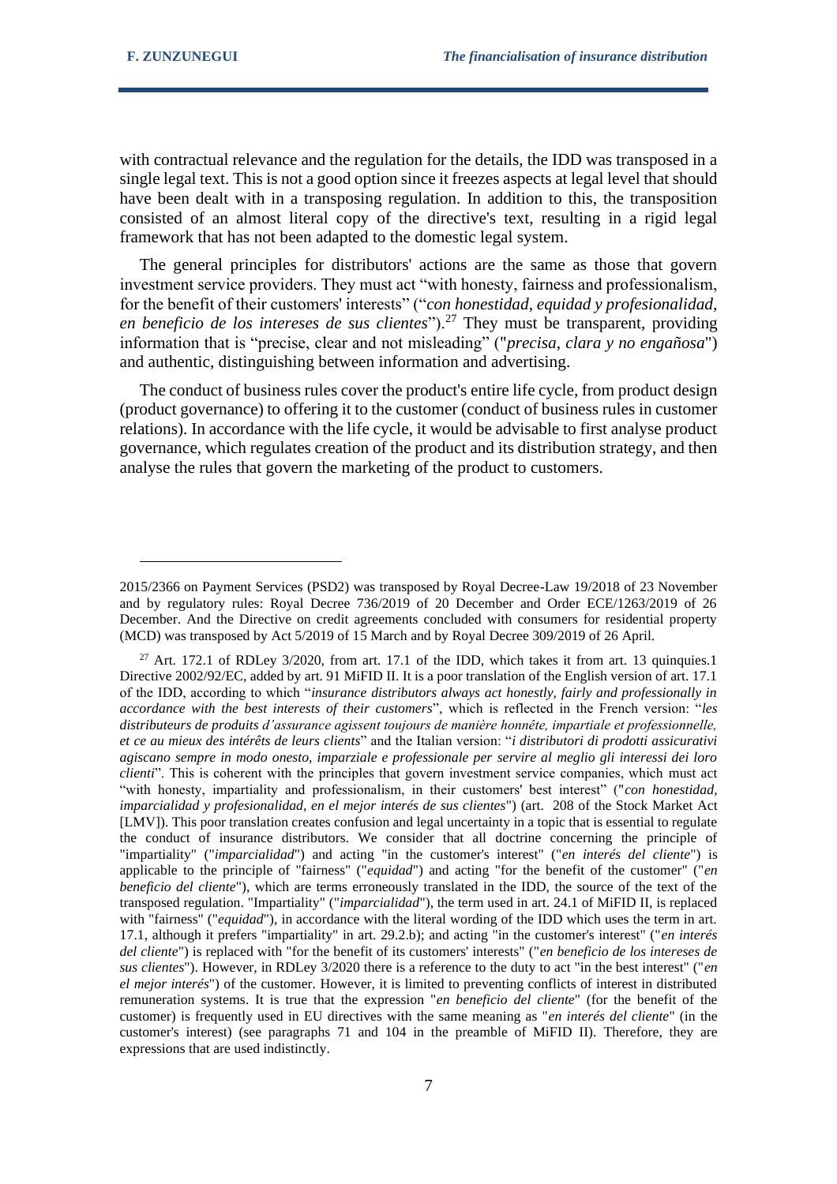with contractual relevance and the regulation for the details, the IDD was transposed in a single legal text. This is not a good option since it freezes aspects at legal level that should have been dealt with in a transposing regulation. In addition to this, the transposition consisted of an almost literal copy of the directive's text, resulting in a rigid legal framework that has not been adapted to the domestic legal system.

The general principles for distributors' actions are the same as those that govern investment service providers. They must act "with honesty, fairness and professionalism, for the benefit of their customers' interests" ("*con honestidad, equidad y profesionalidad, en beneficio de los intereses de sus clientes*").[27] They must be transparent, providing information that is "precise, clear and not misleading" ("*precisa, clara y no engañosa*") and authentic, distinguishing between information and advertising.

The conduct of business rules cover the product's entire life cycle, from product design (product governance) to offering it to the customer (conduct of business rules in customer relations). In accordance with the life cycle, it would be advisable to first analyse product governance, which regulates creation of the product and its distribution strategy, and then analyse the rules that govern the marketing of the product to customers.

---

2015/2366 on Payment Services (PSD2) was transposed by Royal Decree-Law 19/2018 of 23 November and by regulatory rules: Royal Decree 736/2019 of 20 December and Order ECE/1263/2019 of 26 December. And the Directive on credit agreements concluded with consumers for residential property (MCD) was transposed by Act 5/2019 of 15 March and by Royal Decree 309/2019 of 26 April.

[27] Art. 172.1 of RDLey 3/2020, from art. 17.1 of the IDD, which takes it from art. 13 quinquies.1 Directive 2002/92/EC, added by art. 91 MiFID II. It is a poor translation of the English version of art. 17.1 of the IDD, according to which "*insurance distributors always act honestly, fairly and professionally in accordance with the best interests of their customers*", which is reflected in the French version: "*les distributeurs de produits d'assurance agissent toujours de manière honnête, impartiale et professionnelle, et ce au mieux des intérêts de leurs clients*" and the Italian version: "*i distributori di prodotti assicurativi agiscano sempre in modo onesto, imparziale e professionale per servire al meglio gli interessi dei loro clienti*". This is coherent with the principles that govern investment service companies, which must act "with honesty, impartiality and professionalism, in their customers' best interest" ("*con honestidad, imparcialidad y profesionalidad, en el mejor interés de sus clientes*") (art. 208 of the Stock Market Act [LMV]). This poor translation creates confusion and legal uncertainty in a topic that is essential to regulate the conduct of insurance distributors. We consider that all doctrine concerning the principle of "impartiality" ("*imparcialidad*") and acting "in the customer's interest" ("*en interés del cliente*") is applicable to the principle of "fairness" ("*equidad*") and acting "for the benefit of the customer" ("*en beneficio del cliente*"), which are terms erroneously translated in the IDD, the source of the text of the transposed regulation. "Impartiality" ("*imparcialidad*"), the term used in art. 24.1 of MiFID II, is replaced with "fairness" ("*equidad*"), in accordance with the literal wording of the IDD which uses the term in art. 17.1, although it prefers "impartiality" in art. 29.2.b); and acting "in the customer's interest" ("*en interés del cliente*") is replaced with "for the benefit of its customers' interests" ("*en beneficio de los intereses de sus clientes*"). However, in RDLey 3/2020 there is a reference to the duty to act "in the best interest" ("*en el mejor interés*") of the customer. However, it is limited to preventing conflicts of interest in distributed remuneration systems. It is true that the expression "*en beneficio del cliente*" (for the benefit of the customer) is frequently used in EU directives with the same meaning as "*en interés del cliente*" (in the customer's interest) (see paragraphs 71 and 104 in the preamble of MiFID II). Therefore, they are expressions that are used indistinctly.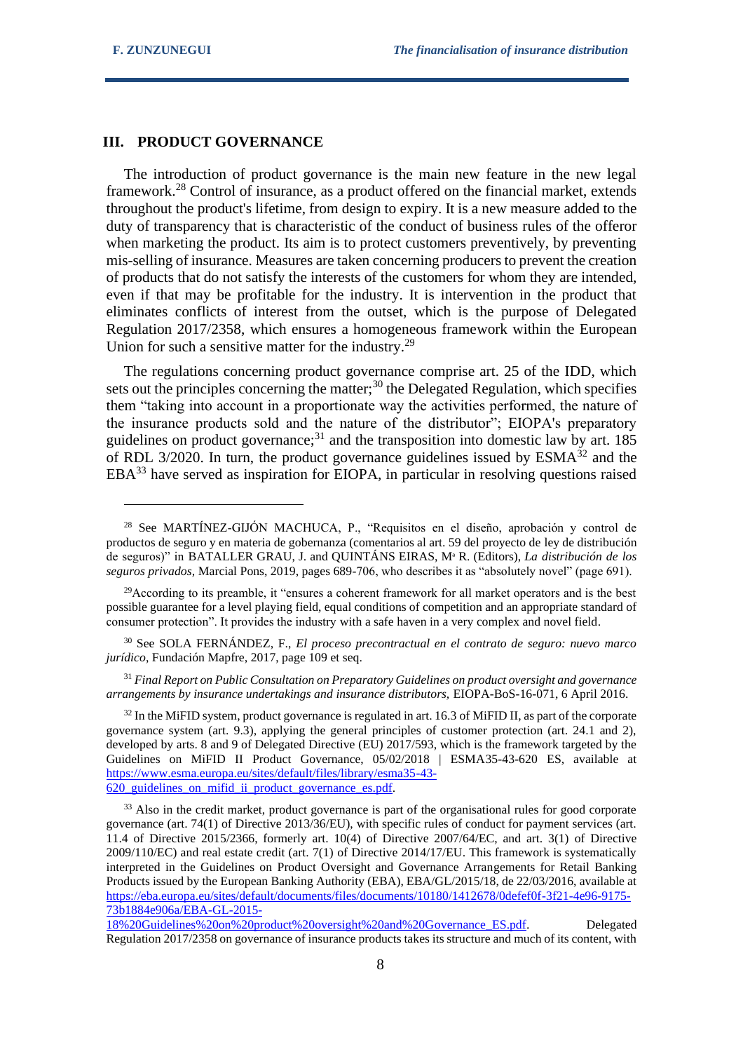## III. PRODUCT GOVERNANCE

The introduction of product governance is the main new feature in the new legal framework.[28] Control of insurance, as a product offered on the financial market, extends throughout the product's lifetime, from design to expiry. It is a new measure added to the duty of transparency that is characteristic of the conduct of business rules of the offeror when marketing the product. Its aim is to protect customers preventively, by preventing mis-selling of insurance. Measures are taken concerning producers to prevent the creation of products that do not satisfy the interests of the customers for whom they are intended, even if that may be profitable for the industry. It is intervention in the product that eliminates conflicts of interest from the outset, which is the purpose of Delegated Regulation 2017/2358, which ensures a homogeneous framework within the European Union for such a sensitive matter for the industry.[29]

The regulations concerning product governance comprise art. 25 of the IDD, which sets out the principles concerning the matter;[30] the Delegated Regulation, which specifies them "taking into account in a proportionate way the activities performed, the nature of the insurance products sold and the nature of the distributor"; EIOPA's preparatory guidelines on product governance;[31] and the transposition into domestic law by art. 185 of RDL 3/2020. In turn, the product governance guidelines issued by ESMA[32] and the EBA[33] have served as inspiration for EIOPA, in particular in resolving questions raised

---

[28] See MARTÍNEZ-GIJÓN MACHUCA, P., "Requisitos en el diseño, aprobación y control de productos de seguro y en materia de gobernanza (comentarios al art. 59 del proyecto de ley de distribución de seguros)" in BATALLER GRAU, J. and QUINTÁNS EIRAS, Mª R. (Editors), *La distribución de los seguros privados*, Marcial Pons, 2019, pages 689-706, who describes it as "absolutely novel" (page 691).

[29] According to its preamble, it "ensures a coherent framework for all market operators and is the best possible guarantee for a level playing field, equal conditions of competition and an appropriate standard of consumer protection". It provides the industry with a safe haven in a very complex and novel field.

[30] See SOLA FERNÁNDEZ, F., *El proceso precontractual en el contrato de seguro: nuevo marco jurídico*, Fundación Mapfre, 2017, page 109 et seq.

[31] *Final Report on Public Consultation on Preparatory Guidelines on product oversight and governance arrangements by insurance undertakings and insurance distributors,* EIOPA-BoS-16-071, 6 April 2016.

[32] In the MiFID system, product governance is regulated in art. 16.3 of MiFID II, as part of the corporate governance system (art. 9.3), applying the general principles of customer protection (art. 24.1 and 2), developed by arts. 8 and 9 of Delegated Directive (EU) 2017/593, which is the framework targeted by the Guidelines on MiFID II Product Governance, 05/02/2018 | ESMA35-43-620 ES, available at https://www.esma.europa.eu/sites/default/files/library/esma35-43-620_guidelines_on_mifid_ii_product_governance_es.pdf.

[33] Also in the credit market, product governance is part of the organisational rules for good corporate governance (art. 74(1) of Directive 2013/36/EU), with specific rules of conduct for payment services (art. 11.4 of Directive 2015/2366, formerly art. 10(4) of Directive 2007/64/EC, and art. 3(1) of Directive 2009/110/EC) and real estate credit (art. 7(1) of Directive 2014/17/EU. This framework is systematically interpreted in the Guidelines on Product Oversight and Governance Arrangements for Retail Banking Products issued by the European Banking Authority (EBA), EBA/GL/2015/18, de 22/03/2016, available at https://eba.europa.eu/sites/default/documents/files/documents/10180/1412678/0defef0f-3f21-4e96-9175-73b1884e906a/EBA-GL-2015-18%20Guidelines%20on%20product%20oversight%20and%20Governance_ES.pdf. Delegated Regulation 2017/2358 on governance of insurance products takes its structure and much of its content, with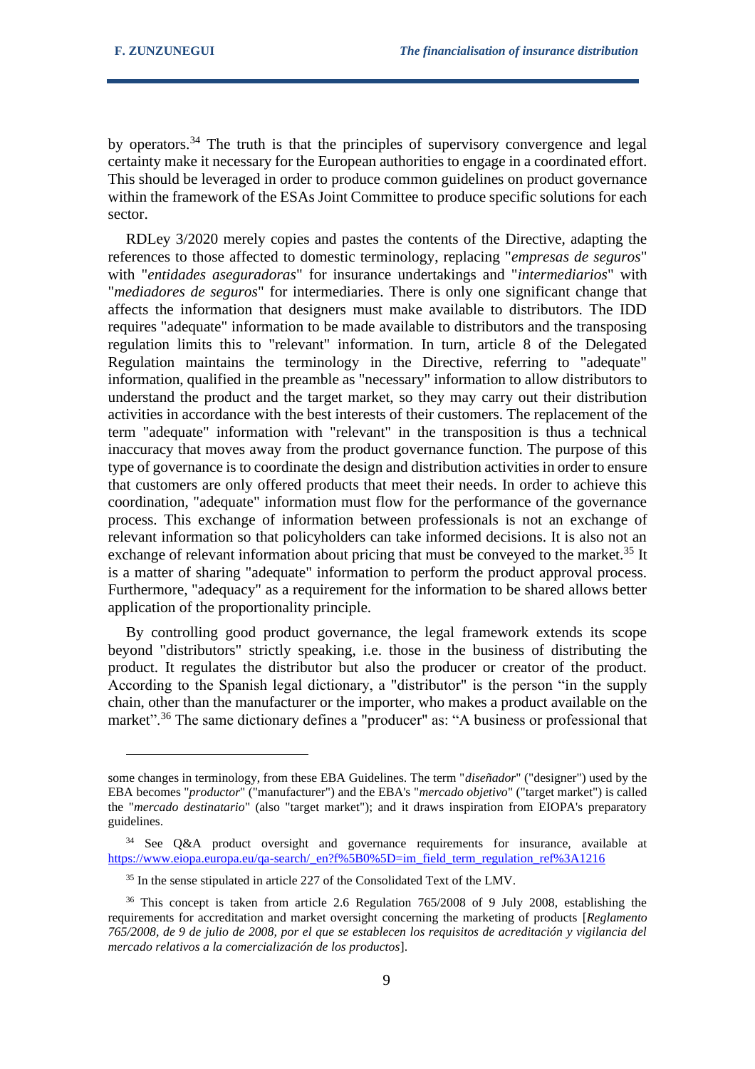by operators.[34] The truth is that the principles of supervisory convergence and legal certainty make it necessary for the European authorities to engage in a coordinated effort. This should be leveraged in order to produce common guidelines on product governance within the framework of the ESAs Joint Committee to produce specific solutions for each sector.

RDLey 3/2020 merely copies and pastes the contents of the Directive, adapting the references to those affected to domestic terminology, replacing "*empresas de seguros*" with "*entidades aseguradoras*" for insurance undertakings and "*intermediarios*" with "*mediadores de seguros*" for intermediaries. There is only one significant change that affects the information that designers must make available to distributors. The IDD requires "adequate" information to be made available to distributors and the transposing regulation limits this to "relevant" information. In turn, article 8 of the Delegated Regulation maintains the terminology in the Directive, referring to "adequate" information, qualified in the preamble as "necessary" information to allow distributors to understand the product and the target market, so they may carry out their distribution activities in accordance with the best interests of their customers. The replacement of the term "adequate" information with "relevant" in the transposition is thus a technical inaccuracy that moves away from the product governance function. The purpose of this type of governance is to coordinate the design and distribution activities in order to ensure that customers are only offered products that meet their needs. In order to achieve this coordination, "adequate" information must flow for the performance of the governance process. This exchange of information between professionals is not an exchange of relevant information so that policyholders can take informed decisions. It is also not an exchange of relevant information about pricing that must be conveyed to the market.[35] It is a matter of sharing "adequate" information to perform the product approval process. Furthermore, "adequacy" as a requirement for the information to be shared allows better application of the proportionality principle.

By controlling good product governance, the legal framework extends its scope beyond "distributors" strictly speaking, i.e. those in the business of distributing the product. It regulates the distributor but also the producer or creator of the product. According to the Spanish legal dictionary, a "distributor" is the person "in the supply chain, other than the manufacturer or the importer, who makes a product available on the market".[36] The same dictionary defines a "producer" as: "A business or professional that

---

some changes in terminology, from these EBA Guidelines. The term "*diseñador*" ("designer") used by the EBA becomes "*productor*" ("manufacturer") and the EBA's "*mercado objetivo*" ("target market") is called the "*mercado destinatario*" (also "target market"); and it draws inspiration from EIOPA's preparatory guidelines.

[34] See Q&A product oversight and governance requirements for insurance, available at https://www.eiopa.europa.eu/qa-search/_en?f%5B0%5D=im_field_term_regulation_ref%3A1216

[35] In the sense stipulated in article 227 of the Consolidated Text of the LMV.

[36] This concept is taken from article 2.6 Regulation 765/2008 of 9 July 2008, establishing the requirements for accreditation and market oversight concerning the marketing of products [*Reglamento 765/2008, de 9 de julio de 2008, por el que se establecen los requisitos de acreditación y vigilancia del mercado relativos a la comercialización de los productos*].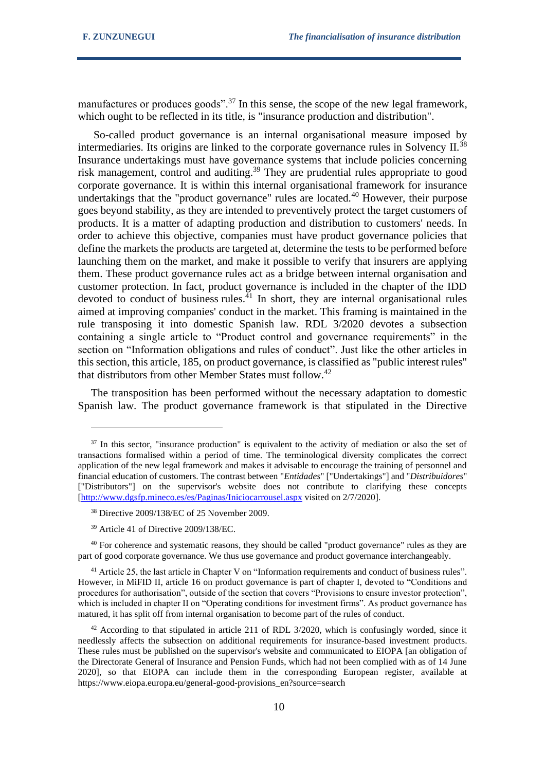manufactures or produces goods".[37] In this sense, the scope of the new legal framework, which ought to be reflected in its title, is "insurance production and distribution".

So-called product governance is an internal organisational measure imposed by intermediaries. Its origins are linked to the corporate governance rules in Solvency II.[38] Insurance undertakings must have governance systems that include policies concerning risk management, control and auditing.[39] They are prudential rules appropriate to good corporate governance. It is within this internal organisational framework for insurance undertakings that the "product governance" rules are located.[40] However, their purpose goes beyond stability, as they are intended to preventively protect the target customers of products. It is a matter of adapting production and distribution to customers' needs. In order to achieve this objective, companies must have product governance policies that define the markets the products are targeted at, determine the tests to be performed before launching them on the market, and make it possible to verify that insurers are applying them. These product governance rules act as a bridge between internal organisation and customer protection. In fact, product governance is included in the chapter of the IDD devoted to conduct of business rules.[41] In short, they are internal organisational rules aimed at improving companies' conduct in the market. This framing is maintained in the rule transposing it into domestic Spanish law. RDL 3/2020 devotes a subsection containing a single article to "Product control and governance requirements" in the section on "Information obligations and rules of conduct". Just like the other articles in this section, this article, 185, on product governance, is classified as "public interest rules" that distributors from other Member States must follow.[42]

The transposition has been performed without the necessary adaptation to domestic Spanish law. The product governance framework is that stipulated in the Directive

---

[37] In this sector, "insurance production" is equivalent to the activity of mediation or also the set of transactions formalised within a period of time. The terminological diversity complicates the correct application of the new legal framework and makes it advisable to encourage the training of personnel and financial education of customers. The contrast between "*Entidades*" ["Undertakings"] and "*Distribuidores*" ["Distributors"] on the supervisor's website does not contribute to clarifying these concepts [http://www.dgsfp.mineco.es/es/Paginas/Iniciocarrousel.aspx visited on 2/7/2020].

[38] Directive 2009/138/EC of 25 November 2009.

[39] Article 41 of Directive 2009/138/EC.

[40] For coherence and systematic reasons, they should be called "product governance" rules as they are part of good corporate governance. We thus use governance and product governance interchangeably.

[41] Article 25, the last article in Chapter V on "Information requirements and conduct of business rules". However, in MiFID II, article 16 on product governance is part of chapter I, devoted to "Conditions and procedures for authorisation", outside of the section that covers "Provisions to ensure investor protection", which is included in chapter II on "Operating conditions for investment firms". As product governance has matured, it has split off from internal organisation to become part of the rules of conduct.

[42] According to that stipulated in article 211 of RDL 3/2020, which is confusingly worded, since it needlessly affects the subsection on additional requirements for insurance-based investment products. These rules must be published on the supervisor's website and communicated to EIOPA [an obligation of the Directorate General of Insurance and Pension Funds, which had not been complied with as of 14 June 2020], so that EIOPA can include them in the corresponding European register, available at https://www.eiopa.europa.eu/general-good-provisions_en?source=search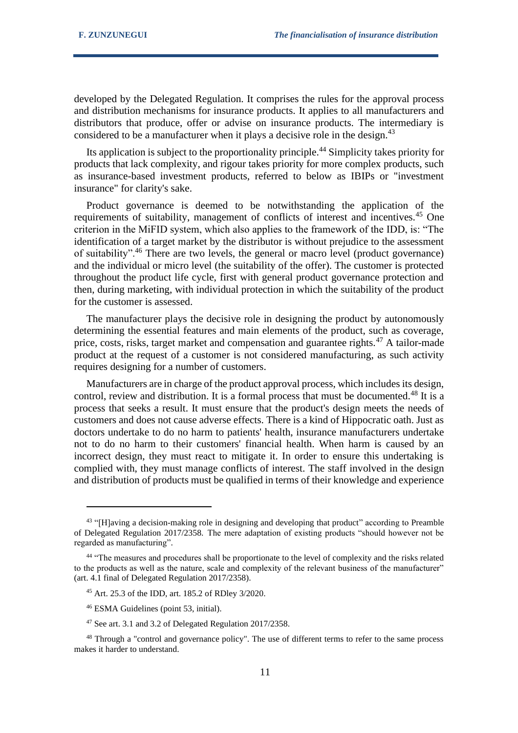developed by the Delegated Regulation. It comprises the rules for the approval process and distribution mechanisms for insurance products. It applies to all manufacturers and distributors that produce, offer or advise on insurance products. The intermediary is considered to be a manufacturer when it plays a decisive role in the design.[43]

Its application is subject to the proportionality principle.[44] Simplicity takes priority for products that lack complexity, and rigour takes priority for more complex products, such as insurance-based investment products, referred to below as IBIPs or "investment insurance" for clarity's sake.

Product governance is deemed to be notwithstanding the application of the requirements of suitability, management of conflicts of interest and incentives.[45] One criterion in the MiFID system, which also applies to the framework of the IDD, is: "The identification of a target market by the distributor is without prejudice to the assessment of suitability".[46] There are two levels, the general or macro level (product governance) and the individual or micro level (the suitability of the offer). The customer is protected throughout the product life cycle, first with general product governance protection and then, during marketing, with individual protection in which the suitability of the product for the customer is assessed.

The manufacturer plays the decisive role in designing the product by autonomously determining the essential features and main elements of the product, such as coverage, price, costs, risks, target market and compensation and guarantee rights.[47] A tailor-made product at the request of a customer is not considered manufacturing, as such activity requires designing for a number of customers.

Manufacturers are in charge of the product approval process, which includes its design, control, review and distribution. It is a formal process that must be documented.[48] It is a process that seeks a result. It must ensure that the product's design meets the needs of customers and does not cause adverse effects. There is a kind of Hippocratic oath. Just as doctors undertake to do no harm to patients' health, insurance manufacturers undertake not to do no harm to their customers' financial health. When harm is caused by an incorrect design, they must react to mitigate it. In order to ensure this undertaking is complied with, they must manage conflicts of interest. The staff involved in the design and distribution of products must be qualified in terms of their knowledge and experience

---

[43] "[H]aving a decision-making role in designing and developing that product" according to Preamble of Delegated Regulation 2017/2358. The mere adaptation of existing products "should however not be regarded as manufacturing".

[44] "The measures and procedures shall be proportionate to the level of complexity and the risks related to the products as well as the nature, scale and complexity of the relevant business of the manufacturer" (art. 4.1 final of Delegated Regulation 2017/2358).

[45] Art. 25.3 of the IDD, art. 185.2 of RDley 3/2020.

[46] ESMA Guidelines (point 53, initial).

[47] See art. 3.1 and 3.2 of Delegated Regulation 2017/2358.

[48] Through a "control and governance policy". The use of different terms to refer to the same process makes it harder to understand.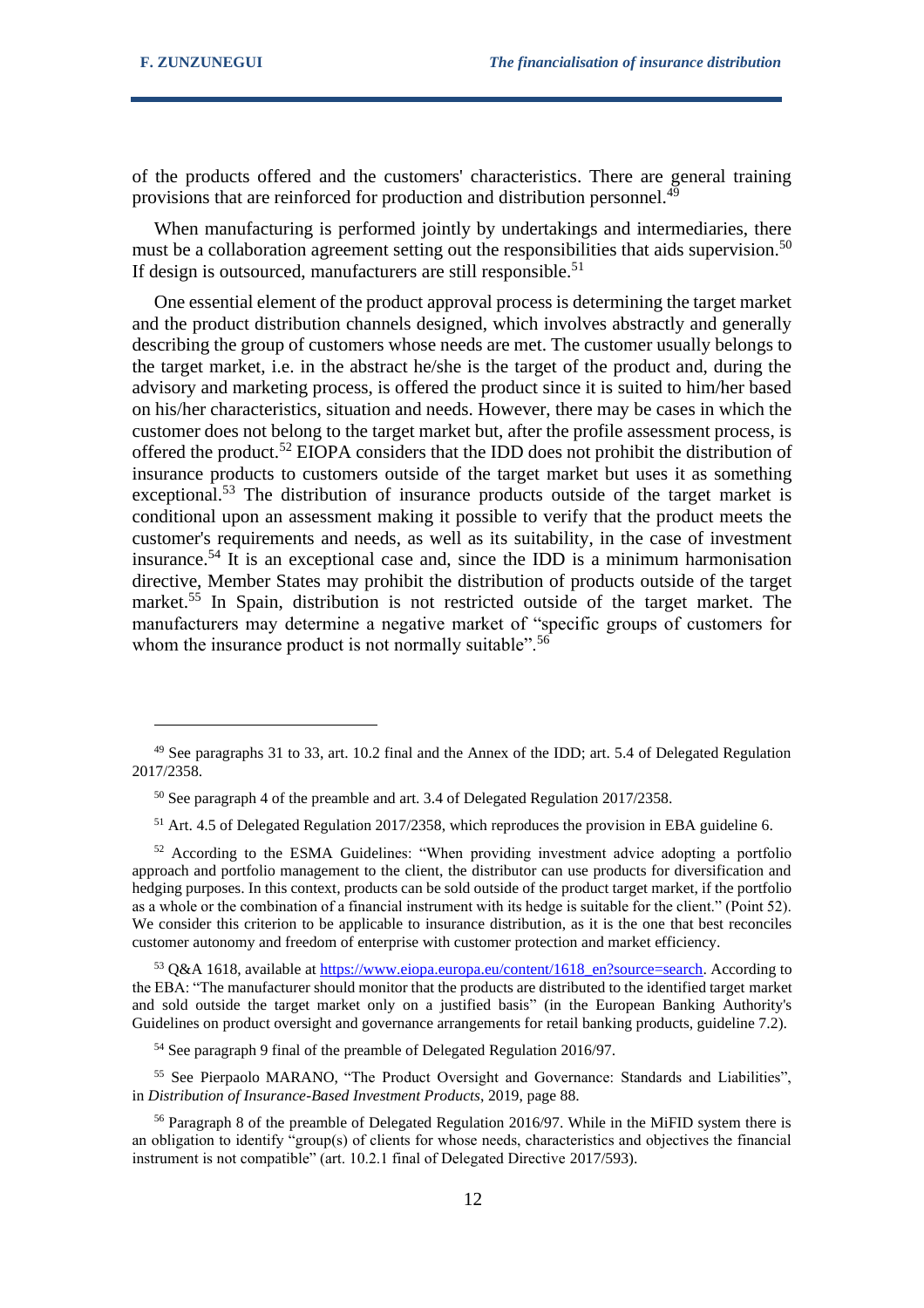of the products offered and the customers' characteristics. There are general training provisions that are reinforced for production and distribution personnel.[49]

When manufacturing is performed jointly by undertakings and intermediaries, there must be a collaboration agreement setting out the responsibilities that aids supervision.[50] If design is outsourced, manufacturers are still responsible.[51]

One essential element of the product approval process is determining the target market and the product distribution channels designed, which involves abstractly and generally describing the group of customers whose needs are met. The customer usually belongs to the target market, i.e. in the abstract he/she is the target of the product and, during the advisory and marketing process, is offered the product since it is suited to him/her based on his/her characteristics, situation and needs. However, there may be cases in which the customer does not belong to the target market but, after the profile assessment process, is offered the product.[52] EIOPA considers that the IDD does not prohibit the distribution of insurance products to customers outside of the target market but uses it as something exceptional.[53] The distribution of insurance products outside of the target market is conditional upon an assessment making it possible to verify that the product meets the customer's requirements and needs, as well as its suitability, in the case of investment insurance.[54] It is an exceptional case and, since the IDD is a minimum harmonisation directive, Member States may prohibit the distribution of products outside of the target market.[55] In Spain, distribution is not restricted outside of the target market. The manufacturers may determine a negative market of "specific groups of customers for whom the insurance product is not normally suitable".[56]

---

[49] See paragraphs 31 to 33, art. 10.2 final and the Annex of the IDD; art. 5.4 of Delegated Regulation 2017/2358.

[50] See paragraph 4 of the preamble and art. 3.4 of Delegated Regulation 2017/2358.

[51] Art. 4.5 of Delegated Regulation 2017/2358, which reproduces the provision in EBA guideline 6.

[52] According to the ESMA Guidelines: "When providing investment advice adopting a portfolio approach and portfolio management to the client, the distributor can use products for diversification and hedging purposes. In this context, products can be sold outside of the product target market, if the portfolio as a whole or the combination of a financial instrument with its hedge is suitable for the client." (Point 52). We consider this criterion to be applicable to insurance distribution, as it is the one that best reconciles customer autonomy and freedom of enterprise with customer protection and market efficiency.

[53] Q&A 1618, available at [https://www.eiopa.europa.eu/content/1618_en?source=search](https://www.eiopa.europa.eu/content/1618_en?source=search). According to the EBA: "The manufacturer should monitor that the products are distributed to the identified target market and sold outside the target market only on a justified basis" (in the European Banking Authority's Guidelines on product oversight and governance arrangements for retail banking products, guideline 7.2).

[54] See paragraph 9 final of the preamble of Delegated Regulation 2016/97.

[55] See Pierpaolo MARANO, "The Product Oversight and Governance: Standards and Liabilities", in *Distribution of Insurance-Based Investment Products*, 2019, page 88.

[56] Paragraph 8 of the preamble of Delegated Regulation 2016/97. While in the MiFID system there is an obligation to identify "group(s) of clients for whose needs, characteristics and objectives the financial instrument is not compatible" (art. 10.2.1 final of Delegated Directive 2017/593).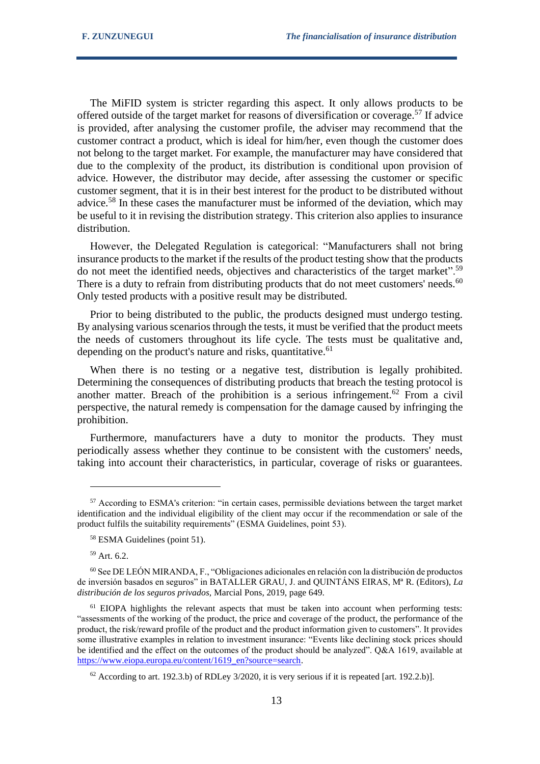The MiFID system is stricter regarding this aspect. It only allows products to be offered outside of the target market for reasons of diversification or coverage.[57] If advice is provided, after analysing the customer profile, the adviser may recommend that the customer contract a product, which is ideal for him/her, even though the customer does not belong to the target market. For example, the manufacturer may have considered that due to the complexity of the product, its distribution is conditional upon provision of advice. However, the distributor may decide, after assessing the customer or specific customer segment, that it is in their best interest for the product to be distributed without advice.[58] In these cases the manufacturer must be informed of the deviation, which may be useful to it in revising the distribution strategy. This criterion also applies to insurance distribution.

However, the Delegated Regulation is categorical: "Manufacturers shall not bring insurance products to the market if the results of the product testing show that the products do not meet the identified needs, objectives and characteristics of the target market".[59] There is a duty to refrain from distributing products that do not meet customers' needs.[60] Only tested products with a positive result may be distributed.

Prior to being distributed to the public, the products designed must undergo testing. By analysing various scenarios through the tests, it must be verified that the product meets the needs of customers throughout its life cycle. The tests must be qualitative and, depending on the product's nature and risks, quantitative.[61]

When there is no testing or a negative test, distribution is legally prohibited. Determining the consequences of distributing products that breach the testing protocol is another matter. Breach of the prohibition is a serious infringement.[62] From a civil perspective, the natural remedy is compensation for the damage caused by infringing the prohibition.

Furthermore, manufacturers have a duty to monitor the products. They must periodically assess whether they continue to be consistent with the customers' needs, taking into account their characteristics, in particular, coverage of risks or guarantees.

---

[57] According to ESMA's criterion: "in certain cases, permissible deviations between the target market identification and the individual eligibility of the client may occur if the recommendation or sale of the product fulfils the suitability requirements" (ESMA Guidelines, point 53).

[58] ESMA Guidelines (point 51).

[59] Art. 6.2.

[60] See DE LEÓN MIRANDA, F., "Obligaciones adicionales en relación con la distribución de productos de inversión basados en seguros" in BATALLER GRAU, J. and QUINTÁNS EIRAS, Mª R. (Editors), *La distribución de los seguros privados,* Marcial Pons, 2019, page 649.

[61] EIOPA highlights the relevant aspects that must be taken into account when performing tests: "assessments of the working of the product, the price and coverage of the product, the performance of the product, the risk/reward profile of the product and the product information given to customers". It provides some illustrative examples in relation to investment insurance: "Events like declining stock prices should be identified and the effect on the outcomes of the product should be analyzed". Q&A 1619, available at https://www.eiopa.europa.eu/content/1619_en?source=search.

[62] According to art. 192.3.b) of RDLey 3/2020, it is very serious if it is repeated [art. 192.2.b)].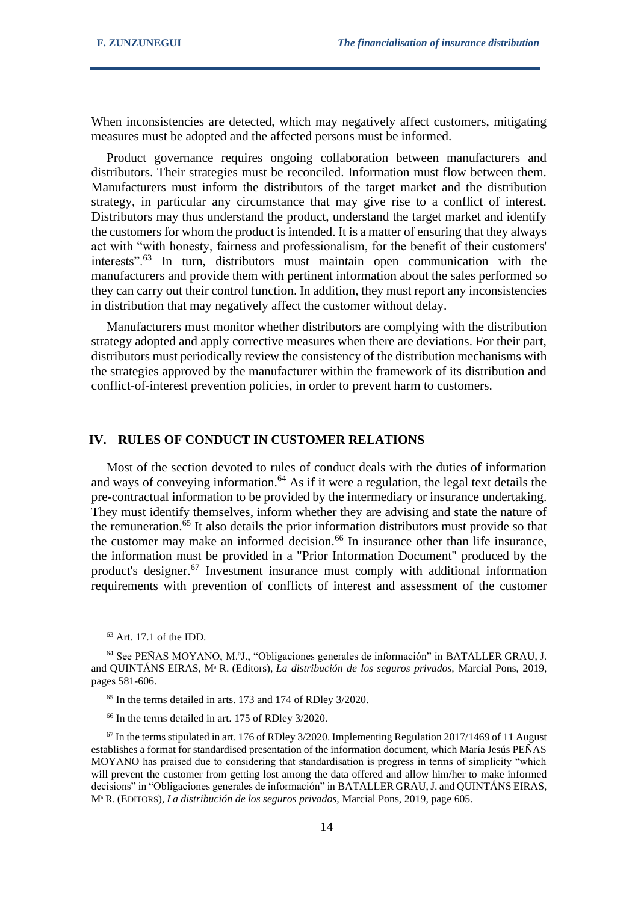When inconsistencies are detected, which may negatively affect customers, mitigating measures must be adopted and the affected persons must be informed.

Product governance requires ongoing collaboration between manufacturers and distributors. Their strategies must be reconciled. Information must flow between them. Manufacturers must inform the distributors of the target market and the distribution strategy, in particular any circumstance that may give rise to a conflict of interest. Distributors may thus understand the product, understand the target market and identify the customers for whom the product is intended. It is a matter of ensuring that they always act with "with honesty, fairness and professionalism, for the benefit of their customers' interests".[63] In turn, distributors must maintain open communication with the manufacturers and provide them with pertinent information about the sales performed so they can carry out their control function. In addition, they must report any inconsistencies in distribution that may negatively affect the customer without delay.

Manufacturers must monitor whether distributors are complying with the distribution strategy adopted and apply corrective measures when there are deviations. For their part, distributors must periodically review the consistency of the distribution mechanisms with the strategies approved by the manufacturer within the framework of its distribution and conflict-of-interest prevention policies, in order to prevent harm to customers.

## IV. RULES OF CONDUCT IN CUSTOMER RELATIONS

Most of the section devoted to rules of conduct deals with the duties of information and ways of conveying information.[64] As if it were a regulation, the legal text details the pre-contractual information to be provided by the intermediary or insurance undertaking. They must identify themselves, inform whether they are advising and state the nature of the remuneration.[65] It also details the prior information distributors must provide so that the customer may make an informed decision.[66] In insurance other than life insurance, the information must be provided in a "Prior Information Document" produced by the product's designer.[67] Investment insurance must comply with additional information requirements with prevention of conflicts of interest and assessment of the customer

---

[63] Art. 17.1 of the IDD.

[64] See PEÑAS MOYANO, M.ªJ., "Obligaciones generales de información" in BATALLER GRAU, J. and QUINTÁNS EIRAS, Mª R. (Editors), *La distribución de los seguros privados,* Marcial Pons, 2019, pages 581-606.

[65] In the terms detailed in arts. 173 and 174 of RDley 3/2020.

[66] In the terms detailed in art. 175 of RDley 3/2020.

[67] In the terms stipulated in art. 176 of RDley 3/2020. Implementing Regulation 2017/1469 of 11 August establishes a format for standardised presentation of the information document, which María Jesús PEÑAS MOYANO has praised due to considering that standardisation is progress in terms of simplicity "which will prevent the customer from getting lost among the data offered and allow him/her to make informed decisions" in "Obligaciones generales de información" in BATALLER GRAU, J. and QUINTÁNS EIRAS, Mª R. (EDITORS), *La distribución de los seguros privados,* Marcial Pons, 2019, page 605.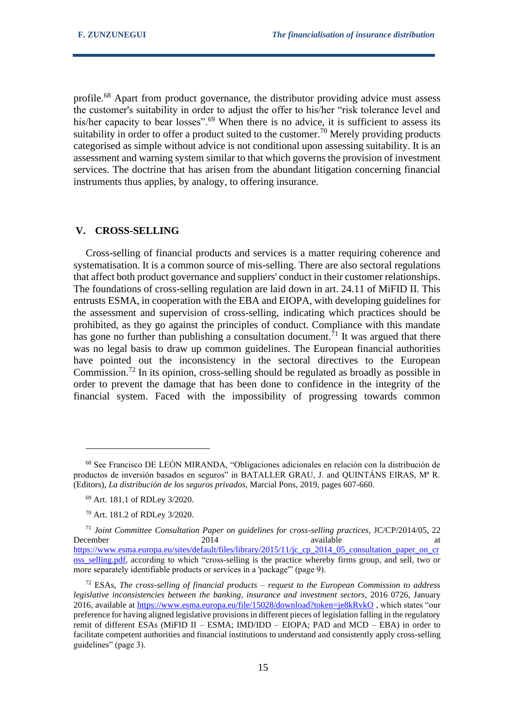profile.[68] Apart from product governance, the distributor providing advice must assess the customer's suitability in order to adjust the offer to his/her "risk tolerance level and his/her capacity to bear losses".[69] When there is no advice, it is sufficient to assess its suitability in order to offer a product suited to the customer.[70] Merely providing products categorised as simple without advice is not conditional upon assessing suitability. It is an assessment and warning system similar to that which governs the provision of investment services. The doctrine that has arisen from the abundant litigation concerning financial instruments thus applies, by analogy, to offering insurance.

## V. CROSS-SELLING

Cross-selling of financial products and services is a matter requiring coherence and systematisation. It is a common source of mis-selling. There are also sectoral regulations that affect both product governance and suppliers' conduct in their customer relationships. The foundations of cross-selling regulation are laid down in art. 24.11 of MiFID II. This entrusts ESMA, in cooperation with the EBA and EIOPA, with developing guidelines for the assessment and supervision of cross-selling, indicating which practices should be prohibited, as they go against the principles of conduct. Compliance with this mandate has gone no further than publishing a consultation document.[71] It was argued that there was no legal basis to draw up common guidelines. The European financial authorities have pointed out the inconsistency in the sectoral directives to the European Commission.[72] In its opinion, cross-selling should be regulated as broadly as possible in order to prevent the damage that has been done to confidence in the integrity of the financial system. Faced with the impossibility of progressing towards common

---

[68] See Francisco DE LEÓN MIRANDA, "Obligaciones adicionales en relación con la distribución de productos de inversión basados en seguros" in BATALLER GRAU, J. and QUINTÁNS EIRAS, Mª R. (Editors), *La distribución de los seguros privados*, Marcial Pons, 2019, pages 607-660.

[69] Art. 181.1 of RDLey 3/2020.

[70] Art. 181.2 of RDLey 3/2020.

[71] *Joint Committee Consultation Paper on guidelines for cross-selling practices*, JC/CP/2014/05, 22 December 2014 available at https://www.esma.europa.eu/sites/default/files/library/2015/11/jc_cp_2014_05_consultation_paper_on_cross_selling.pdf, according to which "cross-selling is the practice whereby firms group, and sell, two or more separately identifiable products or services in a 'package'" (page 9).

[72] ESAs, *The cross-selling of financial products – request to the European Commission to address legislative inconsistencies between the banking, insurance and investment sectors*, 2016 0726, January 2016, available at https://www.esma.europa.eu/file/15028/download?token=je8kRvkO , which states "our preference for having aligned legislative provisions in different pieces of legislation falling in the regulatory remit of different ESAs (MiFID II – ESMA; IMD/IDD – EIOPA; PAD and MCD – EBA) in order to facilitate competent authorities and financial institutions to understand and consistently apply cross-selling guidelines" (page 3).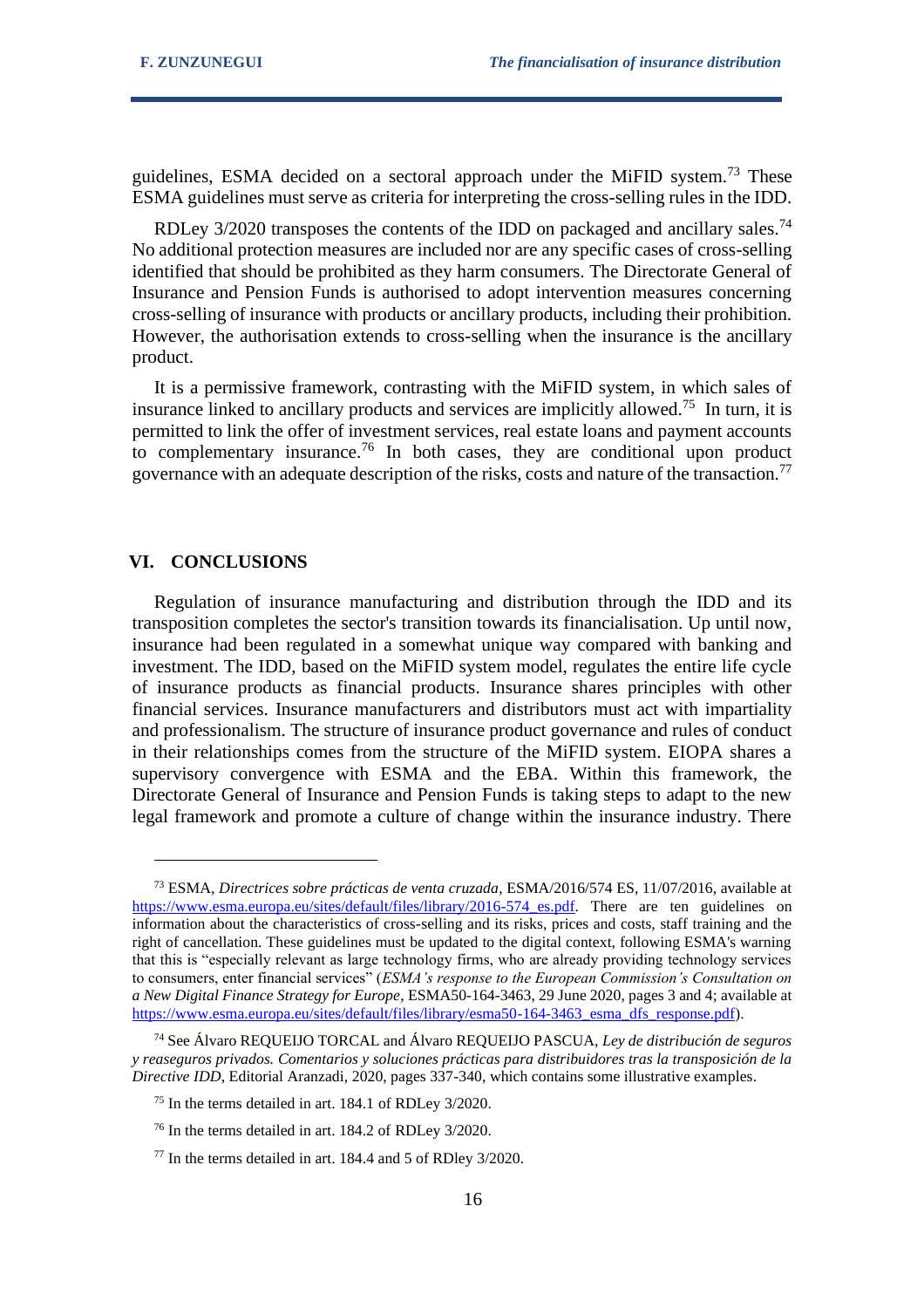guidelines, ESMA decided on a sectoral approach under the MiFID system.[73] These ESMA guidelines must serve as criteria for interpreting the cross-selling rules in the IDD.

RDLey 3/2020 transposes the contents of the IDD on packaged and ancillary sales.[74] No additional protection measures are included nor are any specific cases of cross-selling identified that should be prohibited as they harm consumers. The Directorate General of Insurance and Pension Funds is authorised to adopt intervention measures concerning cross-selling of insurance with products or ancillary products, including their prohibition. However, the authorisation extends to cross-selling when the insurance is the ancillary product.

It is a permissive framework, contrasting with the MiFID system, in which sales of insurance linked to ancillary products and services are implicitly allowed.[75] In turn, it is permitted to link the offer of investment services, real estate loans and payment accounts to complementary insurance.[76] In both cases, they are conditional upon product governance with an adequate description of the risks, costs and nature of the transaction.[77]

## VI. CONCLUSIONS

Regulation of insurance manufacturing and distribution through the IDD and its transposition completes the sector's transition towards its financialisation. Up until now, insurance had been regulated in a somewhat unique way compared with banking and investment. The IDD, based on the MiFID system model, regulates the entire life cycle of insurance products as financial products. Insurance shares principles with other financial services. Insurance manufacturers and distributors must act with impartiality and professionalism. The structure of insurance product governance and rules of conduct in their relationships comes from the structure of the MiFID system. EIOPA shares a supervisory convergence with ESMA and the EBA. Within this framework, the Directorate General of Insurance and Pension Funds is taking steps to adapt to the new legal framework and promote a culture of change within the insurance industry. There

---

[73] ESMA, *Directrices sobre prácticas de venta cruzada*, ESMA/2016/574 ES, 11/07/2016, available at https://www.esma.europa.eu/sites/default/files/library/2016-574_es.pdf. There are ten guidelines on information about the characteristics of cross-selling and its risks, prices and costs, staff training and the right of cancellation. These guidelines must be updated to the digital context, following ESMA's warning that this is "especially relevant as large technology firms, who are already providing technology services to consumers, enter financial services" (*ESMA's response to the European Commission's Consultation on a New Digital Finance Strategy for Europe*, ESMA50-164-3463, 29 June 2020, pages 3 and 4; available at https://www.esma.europa.eu/sites/default/files/library/esma50-164-3463_esma_dfs_response.pdf).

[74] See Álvaro REQUEIJO TORCAL and Álvaro REQUEIJO PASCUA, *Ley de distribución de seguros y reaseguros privados. Comentarios y soluciones prácticas para distribuidores tras la transposición de la Directive IDD*, Editorial Aranzadi, 2020, pages 337-340, which contains some illustrative examples.

[75] In the terms detailed in art. 184.1 of RDLey 3/2020.

[76] In the terms detailed in art. 184.2 of RDLey 3/2020.

[77] In the terms detailed in art. 184.4 and 5 of RDley 3/2020.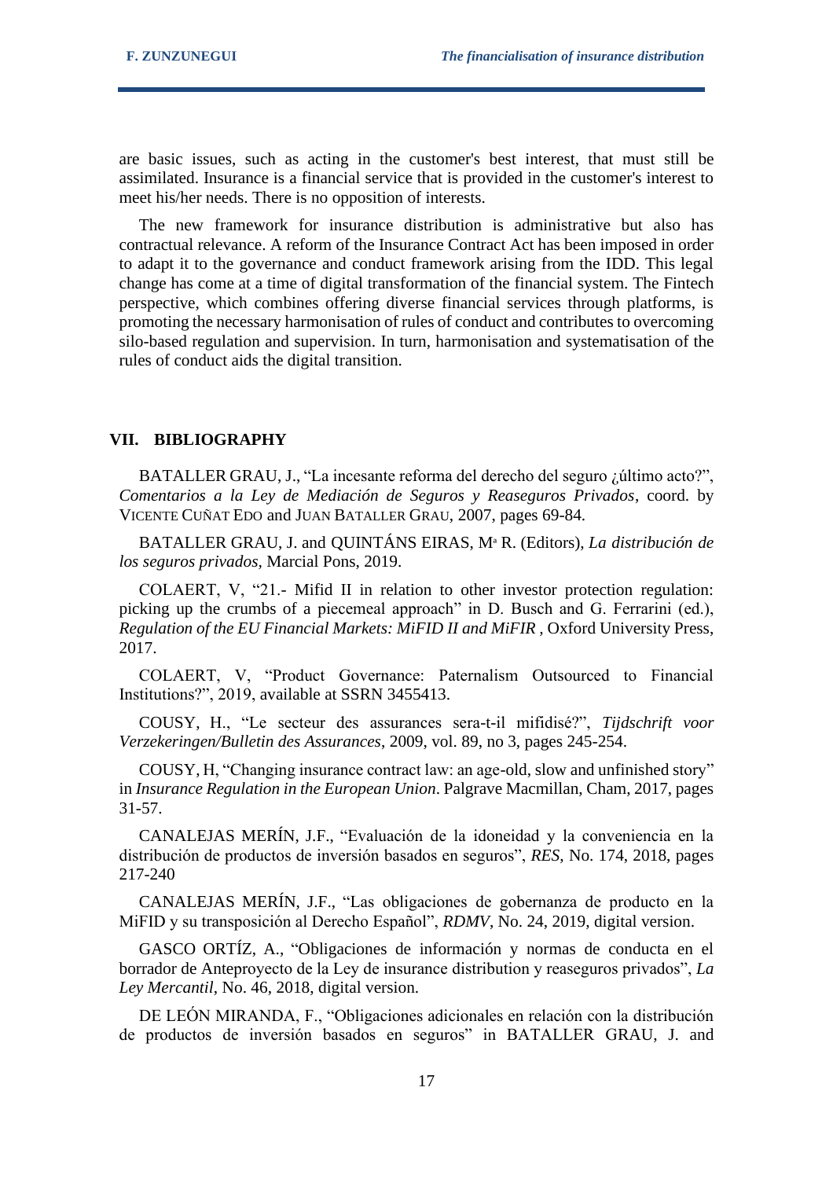are basic issues, such as acting in the customer's best interest, that must still be assimilated. Insurance is a financial service that is provided in the customer's interest to meet his/her needs. There is no opposition of interests.

The new framework for insurance distribution is administrative but also has contractual relevance. A reform of the Insurance Contract Act has been imposed in order to adapt it to the governance and conduct framework arising from the IDD. This legal change has come at a time of digital transformation of the financial system. The Fintech perspective, which combines offering diverse financial services through platforms, is promoting the necessary harmonisation of rules of conduct and contributes to overcoming silo-based regulation and supervision. In turn, harmonisation and systematisation of the rules of conduct aids the digital transition.

## VII. BIBLIOGRAPHY

BATALLER GRAU, J., “La incesante reforma del derecho del seguro ¿último acto?”, *Comentarios a la Ley de Mediación de Seguros y Reaseguros Privados*, coord. by VICENTE CUÑAT EDO and JUAN BATALLER GRAU, 2007, pages 69-84.

BATALLER GRAU, J. and QUINTÁNS EIRAS, Mª R. (Editors), *La distribución de los seguros privados*, Marcial Pons, 2019.

COLAERT, V, “21.- Mifid II in relation to other investor protection regulation: picking up the crumbs of a piecemeal approach” in D. Busch and G. Ferrarini (ed.), *Regulation of the EU Financial Markets: MiFID II and MiFIR* , Oxford University Press, 2017.

COLAERT, V, “Product Governance: Paternalism Outsourced to Financial Institutions?”, 2019, available at SSRN 3455413.

COUSY, H., “Le secteur des assurances sera-t-il mifidisé?”, *Tijdschrift voor Verzekeringen/Bulletin des Assurances*, 2009, vol. 89, no 3, pages 245-254.

COUSY, H, “Changing insurance contract law: an age-old, slow and unfinished story” in *Insurance Regulation in the European Union*. Palgrave Macmillan, Cham, 2017, pages 31-57.

CANALEJAS MERÍN, J.F., “Evaluación de la idoneidad y la conveniencia en la distribución de productos de inversión basados en seguros”, *RES*, No. 174, 2018, pages 217-240

CANALEJAS MERÍN, J.F., “Las obligaciones de gobernanza de producto en la MiFID y su transposición al Derecho Español”, *RDMV*, No. 24, 2019, digital version.

GASCO ORTÍZ, A., “Obligaciones de información y normas de conducta en el borrador de Anteproyecto de la Ley de insurance distribution y reaseguros privados”, *La Ley Mercantil*, No. 46, 2018, digital version.

DE LEÓN MIRANDA, F., “Obligaciones adicionales en relación con la distribución de productos de inversión basados en seguros” in BATALLER GRAU, J. and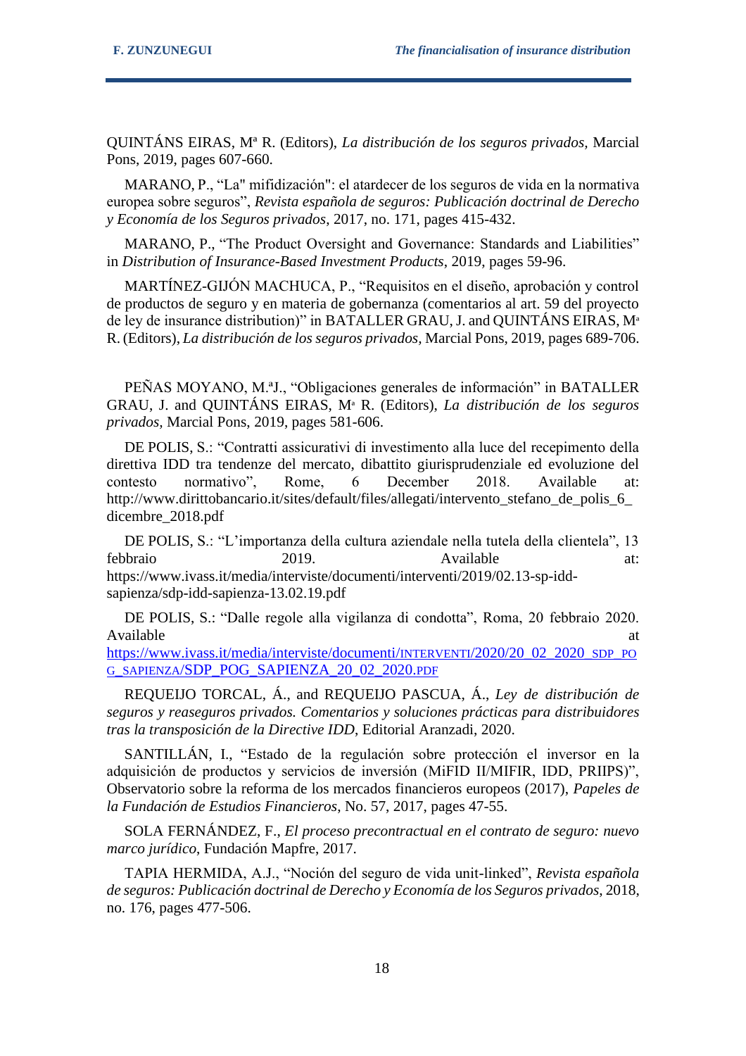QUINTÁNS EIRAS, Mª R. (Editors), *La distribución de los seguros privados,* Marcial Pons, 2019, pages 607-660.

MARANO, P., “La" mifidización": el atardecer de los seguros de vida en la normativa europea sobre seguros”, *Revista española de seguros: Publicación doctrinal de Derecho y Economía de los Seguros privados*, 2017, no. 171, pages 415-432.

MARANO, P., “The Product Oversight and Governance: Standards and Liabilities” in *Distribution of Insurance-Based Investment Products*, 2019, pages 59-96.

MARTÍNEZ-GIJÓN MACHUCA, P., “Requisitos en el diseño, aprobación y control de productos de seguro y en materia de gobernanza (comentarios al art. 59 del proyecto de ley de insurance distribution)” in BATALLER GRAU, J. and QUINTÁNS EIRAS, Mª R. (Editors), *La distribución de los seguros privados,* Marcial Pons, 2019, pages 689-706.

PEÑAS MOYANO, M.ªJ., “Obligaciones generales de información” in BATALLER GRAU, J. and QUINTÁNS EIRAS, Mª R. (Editors), *La distribución de los seguros privados,* Marcial Pons, 2019, pages 581-606.

DE POLIS, S.: “Contratti assicurativi di investimento alla luce del recepimento della direttiva IDD tra tendenze del mercato, dibattito giurisprudenziale ed evoluzione del contesto normativo”, Rome, 6 December 2018. Available at: http://www.dirittobancario.it/sites/default/files/allegati/intervento_stefano_de_polis_6_dicembre_2018.pdf

DE POLIS, S.: “L’importanza della cultura aziendale nella tutela della clientela”, 13 febbraio 2019. Available at: https://www.ivass.it/media/interviste/documenti/interventi/2019/02.13-sp-idd-sapienza/sdp-idd-sapienza-13.02.19.pdf

DE POLIS, S.: “Dalle regole alla vigilanza di condotta”, Roma, 20 febbraio 2020. Available at https://www.ivass.it/media/interviste/documenti/INTERVENTI/2020/20_02_2020_SDP_POG_SAPIENZA/SDP_POG_SAPIENZA_20_02_2020.PDF

REQUEIJO TORCAL, Á., and REQUEIJO PASCUA, Á., *Ley de distribución de seguros y reaseguros privados. Comentarios y soluciones prácticas para distribuidores tras la transposición de la Directive IDD*, Editorial Aranzadi, 2020.

SANTILLÁN, I., “Estado de la regulación sobre protección el inversor en la adquisición de productos y servicios de inversión (MiFID II/MIFIR, IDD, PRIIPS)”, Observatorio sobre la reforma de los mercados financieros europeos (2017), *Papeles de la Fundación de Estudios Financieros*, No. 57, 2017, pages 47-55.

SOLA FERNÁNDEZ, F., *El proceso precontractual en el contrato de seguro: nuevo marco jurídico*, Fundación Mapfre, 2017.

TAPIA HERMIDA, A.J., “Noción del seguro de vida unit-linked”, *Revista española de seguros: Publicación doctrinal de Derecho y Economía de los Seguros privados*, 2018, no. 176, pages 477-506.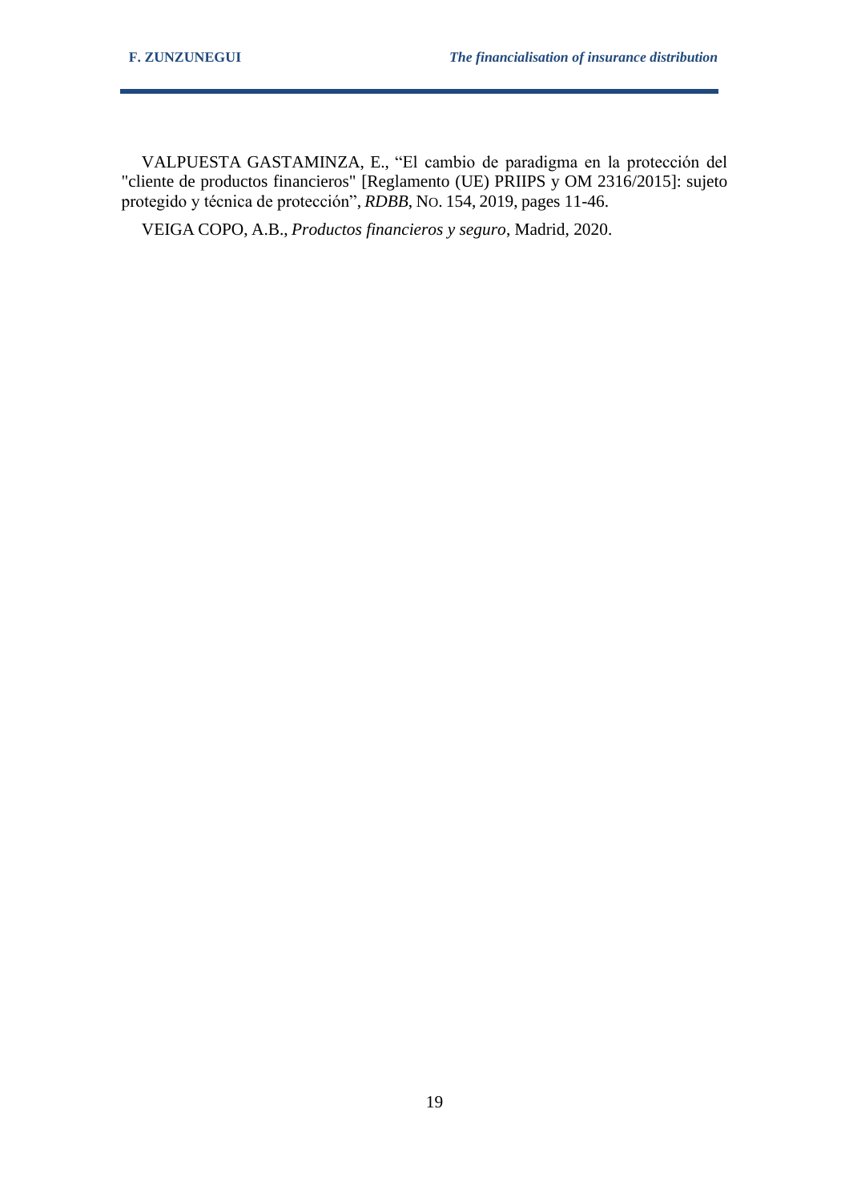VALPUESTA GASTAMINZA, E., “El cambio de paradigma en la protección del "cliente de productos financieros" [Reglamento (UE) PRIIPS y OM 2316/2015]: sujeto protegido y técnica de protección”, *RDBB*, No. 154, 2019, pages 11-46.

VEIGA COPO, A.B., *Productos financieros y seguro*, Madrid, 2020.